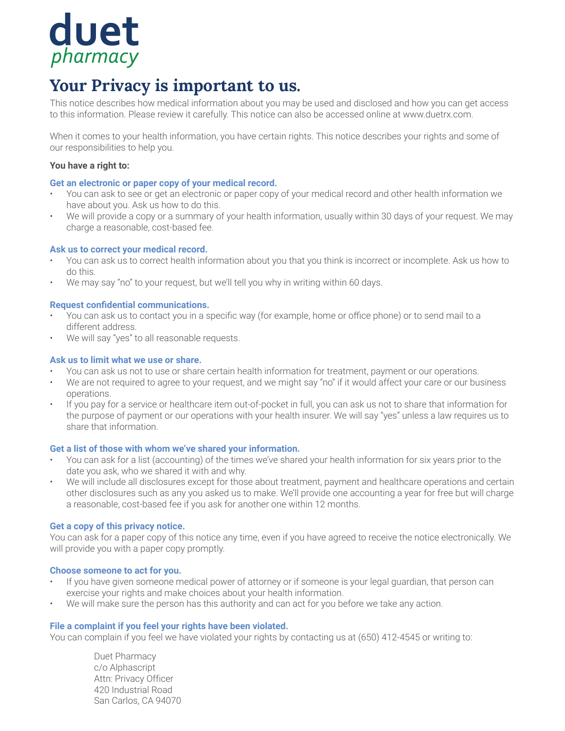duet
*pharmacy*

# Your Privacy is important to us.

This notice describes how medical information about you may be used and disclosed and how you can get access to this information. Please review it carefully. This notice can also be accessed online at www.duetrx.com.

When it comes to your health information, you have certain rights. This notice describes your rights and some of our responsibilities to help you.

**You have a right to:**

### Get an electronic or paper copy of your medical record.

- You can ask to see or get an electronic or paper copy of your medical record and other health information we have about you. Ask us how to do this.
- We will provide a copy or a summary of your health information, usually within 30 days of your request. We may charge a reasonable, cost-based fee.

### Ask us to correct your medical record.

- You can ask us to correct health information about you that you think is incorrect or incomplete. Ask us how to do this.
- We may say "no" to your request, but we'll tell you why in writing within 60 days.

### Request confidential communications.

- You can ask us to contact you in a specific way (for example, home or office phone) or to send mail to a different address.
- We will say "yes" to all reasonable requests.

### Ask us to limit what we use or share.

- You can ask us not to use or share certain health information for treatment, payment or our operations.
- We are not required to agree to your request, and we might say "no" if it would affect your care or our business operations.
- If you pay for a service or healthcare item out-of-pocket in full, you can ask us not to share that information for the purpose of payment or our operations with your health insurer. We will say "yes" unless a law requires us to share that information.

### Get a list of those with whom we've shared your information.

- You can ask for a list (accounting) of the times we've shared your health information for six years prior to the date you ask, who we shared it with and why.
- We will include all disclosures except for those about treatment, payment and healthcare operations and certain other disclosures such as any you asked us to make. We'll provide one accounting a year for free but will charge a reasonable, cost-based fee if you ask for another one within 12 months.

### Get a copy of this privacy notice.

You can ask for a paper copy of this notice any time, even if you have agreed to receive the notice electronically. We will provide you with a paper copy promptly.

### Choose someone to act for you.

- If you have given someone medical power of attorney or if someone is your legal guardian, that person can exercise your rights and make choices about your health information.
- We will make sure the person has this authority and can act for you before we take any action.

### File a complaint if you feel your rights have been violated.

You can complain if you feel we have violated your rights by contacting us at (650) 412-4545 or writing to:

Duet Pharmacy
c/o Alphascript
Attn: Privacy Officer
420 Industrial Road
San Carlos, CA 94070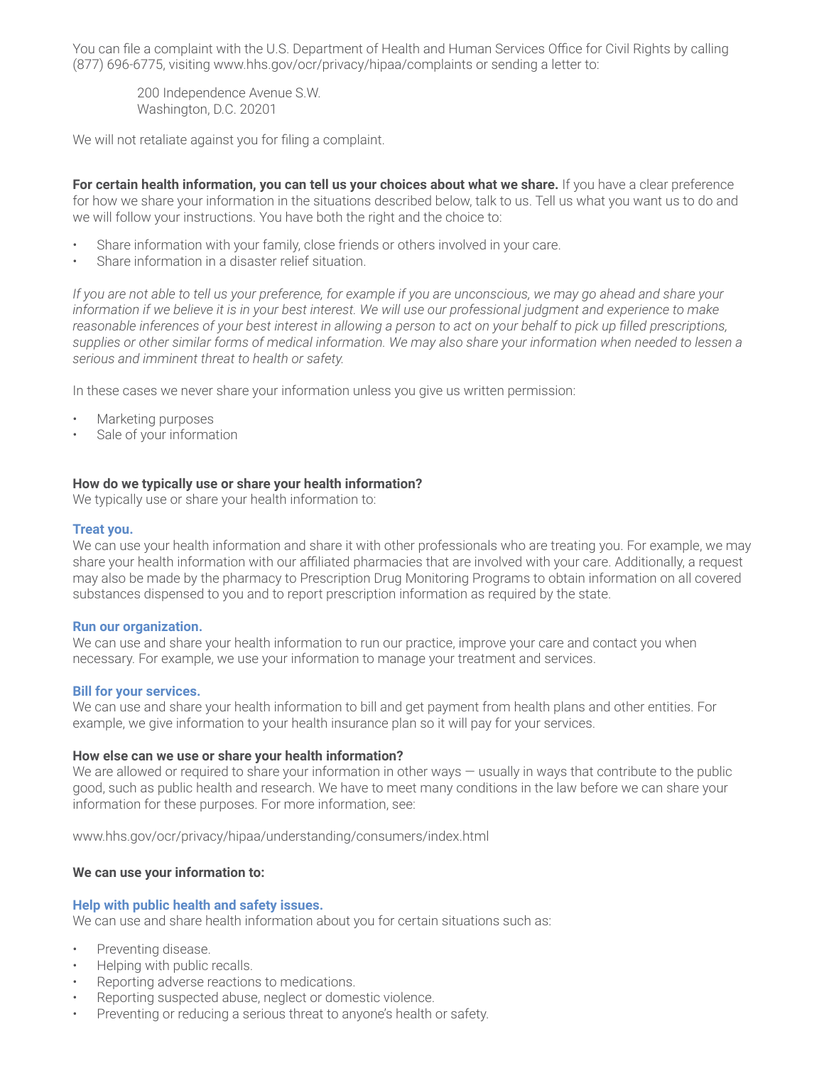You can file a complaint with the U.S. Department of Health and Human Services Office for Civil Rights by calling (877) 696-6775, visiting www.hhs.gov/ocr/privacy/hipaa/complaints or sending a letter to:

> 200 Independence Avenue S.W.
> Washington, D.C. 20201

We will not retaliate against you for filing a complaint.

**For certain health information, you can tell us your choices about what we share.** If you have a clear preference for how we share your information in the situations described below, talk to us. Tell us what you want us to do and we will follow your instructions. You have both the right and the choice to:

- Share information with your family, close friends or others involved in your care.
- Share information in a disaster relief situation.

*If you are not able to tell us your preference, for example if you are unconscious, we may go ahead and share your information if we believe it is in your best interest. We will use our professional judgment and experience to make reasonable inferences of your best interest in allowing a person to act on your behalf to pick up filled prescriptions, supplies or other similar forms of medical information. We may also share your information when needed to lessen a serious and imminent threat to health or safety.*

In these cases we never share your information unless you give us written permission:

- Marketing purposes
- Sale of your information

**How do we typically use or share your health information?**
We typically use or share your health information to:

### Treat you.

We can use your health information and share it with other professionals who are treating you. For example, we may share your health information with our affiliated pharmacies that are involved with your care. Additionally, a request may also be made by the pharmacy to Prescription Drug Monitoring Programs to obtain information on all covered substances dispensed to you and to report prescription information as required by the state.

### Run our organization.

We can use and share your health information to run our practice, improve your care and contact you when necessary. For example, we use your information to manage your treatment and services.

### Bill for your services.

We can use and share your health information to bill and get payment from health plans and other entities. For example, we give information to your health insurance plan so it will pay for your services.

**How else can we use or share your health information?**
We are allowed or required to share your information in other ways — usually in ways that contribute to the public good, such as public health and research. We have to meet many conditions in the law before we can share your information for these purposes. For more information, see:

www.hhs.gov/ocr/privacy/hipaa/understanding/consumers/index.html

**We can use your information to:**

### Help with public health and safety issues.

We can use and share health information about you for certain situations such as:

- Preventing disease.
- Helping with public recalls.
- Reporting adverse reactions to medications.
- Reporting suspected abuse, neglect or domestic violence.
- Preventing or reducing a serious threat to anyone's health or safety.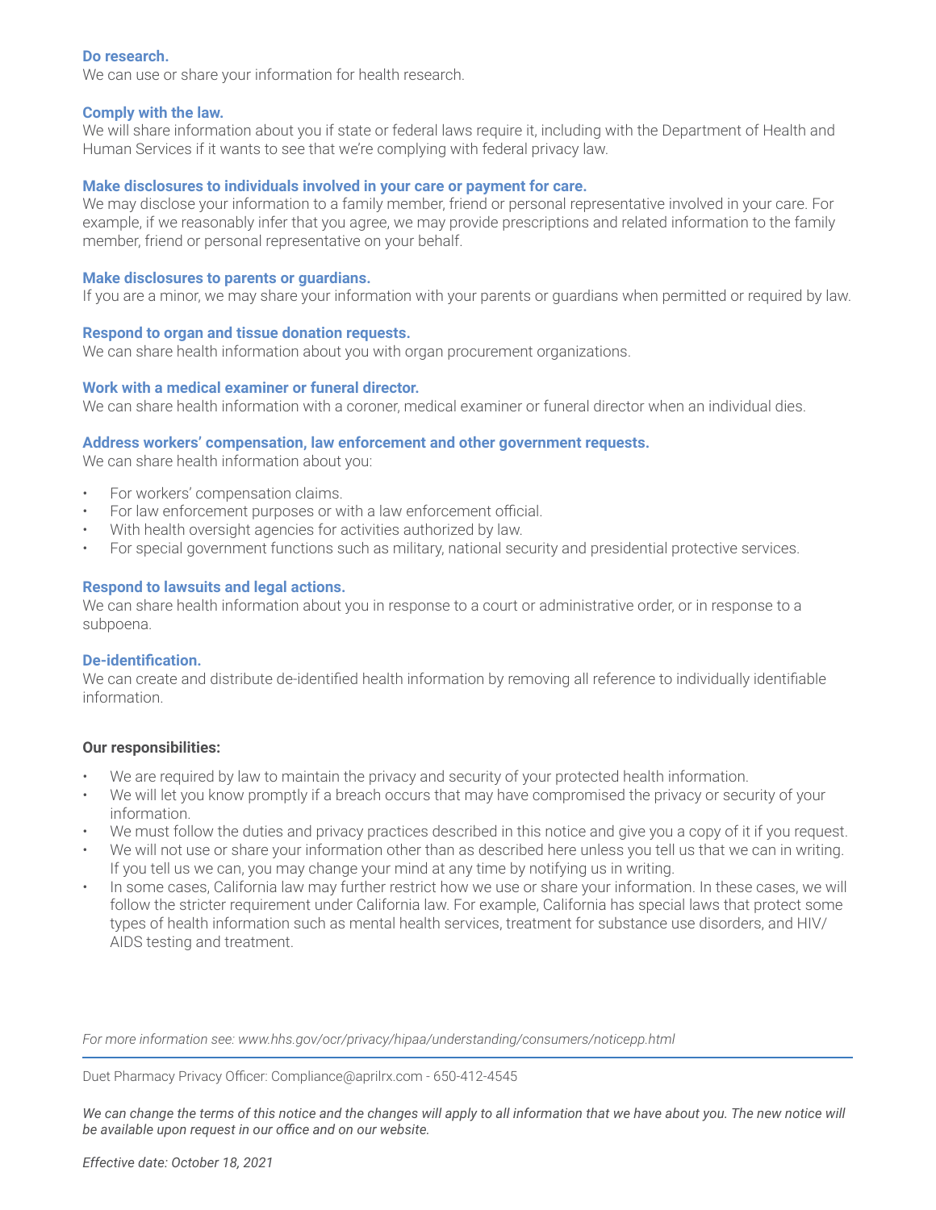**Do research.**
We can use or share your information for health research.

**Comply with the law.**
We will share information about you if state or federal laws require it, including with the Department of Health and Human Services if it wants to see that we're complying with federal privacy law.

**Make disclosures to individuals involved in your care or payment for care.**
We may disclose your information to a family member, friend or personal representative involved in your care. For example, if we reasonably infer that you agree, we may provide prescriptions and related information to the family member, friend or personal representative on your behalf.

**Make disclosures to parents or guardians.**
If you are a minor, we may share your information with your parents or guardians when permitted or required by law.

**Respond to organ and tissue donation requests.**
We can share health information about you with organ procurement organizations.

**Work with a medical examiner or funeral director.**
We can share health information with a coroner, medical examiner or funeral director when an individual dies.

**Address workers' compensation, law enforcement and other government requests.**
We can share health information about you:

- For workers' compensation claims.
- For law enforcement purposes or with a law enforcement official.
- With health oversight agencies for activities authorized by law.
- For special government functions such as military, national security and presidential protective services.

**Respond to lawsuits and legal actions.**
We can share health information about you in response to a court or administrative order, or in response to a subpoena.

**De-identification.**
We can create and distribute de-identified health information by removing all reference to individually identifiable information.

**Our responsibilities:**

- We are required by law to maintain the privacy and security of your protected health information.
- We will let you know promptly if a breach occurs that may have compromised the privacy or security of your information.
- We must follow the duties and privacy practices described in this notice and give you a copy of it if you request.
- We will not use or share your information other than as described here unless you tell us that we can in writing. If you tell us we can, you may change your mind at any time by notifying us in writing.
- In some cases, California law may further restrict how we use or share your information. In these cases, we will follow the stricter requirement under California law. For example, California has special laws that protect some types of health information such as mental health services, treatment for substance use disorders, and HIV/AIDS testing and treatment.

*For more information see: www.hhs.gov/ocr/privacy/hipaa/understanding/consumers/noticepp.html*

---

Duet Pharmacy Privacy Officer: Compliance@aprilrx.com - 650-412-4545

*We can change the terms of this notice and the changes will apply to all information that we have about you. The new notice will be available upon request in our office and on our website.*

*Effective date: October 18, 2021*